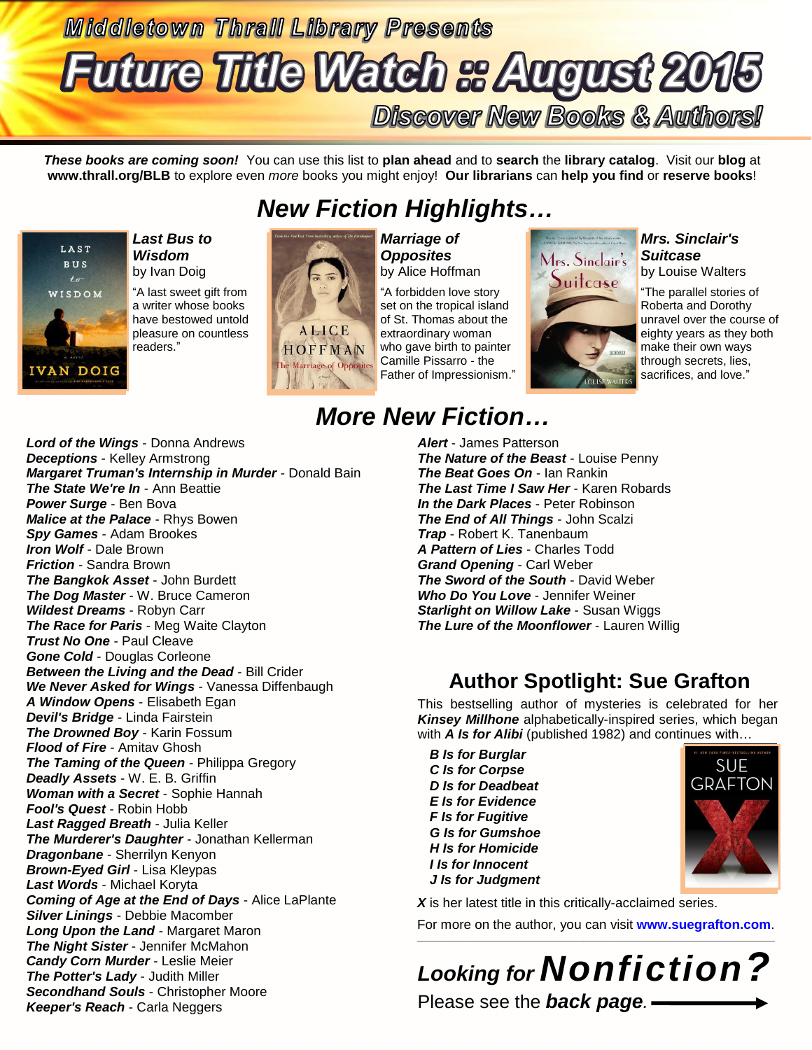Middletown Thrall Library Presents

# Future Title Watch :: August 2015

Discover New Books & Authors!

***These books are coming soon!*** You can use this list to **plan ahead** and to **search** the **library catalog**. Visit our **blog** at **www.thrall.org/BLB** to explore even *more* books you might enjoy! **Our librarians** can **help you find** or **reserve books**!

## *New Fiction Highlights…*

***Last Bus to Wisdom***
by Ivan Doig

"A last sweet gift from a writer whose books have bestowed untold pleasure on countless readers."

***Marriage of Opposites***
by Alice Hoffman

"A forbidden love story set on the tropical island of St. Thomas about the extraordinary woman who gave birth to painter Camille Pissarro - the Father of Impressionism."

***Mrs. Sinclair's Suitcase***
by Louise Walters

"The parallel stories of Roberta and Dorothy unravel over the course of eighty years as they both make their own ways through secrets, lies, sacrifices, and love."

## *More New Fiction…*

***Lord of the Wings*** - Donna Andrews
***Deceptions*** - Kelley Armstrong
***Margaret Truman's Internship in Murder*** - Donald Bain
***The State We're In*** - Ann Beattie
***Power Surge*** - Ben Bova
***Malice at the Palace*** - Rhys Bowen
***Spy Games*** - Adam Brookes
***Iron Wolf*** - Dale Brown
***Friction*** - Sandra Brown
***The Bangkok Asset*** - John Burdett
***The Dog Master*** - W. Bruce Cameron
***Wildest Dreams*** - Robyn Carr
***The Race for Paris*** - Meg Waite Clayton
***Trust No One*** - Paul Cleave
***Gone Cold*** - Douglas Corleone
***Between the Living and the Dead*** - Bill Crider
***We Never Asked for Wings*** - Vanessa Diffenbaugh
***A Window Opens*** - Elisabeth Egan
***Devil's Bridge*** - Linda Fairstein
***The Drowned Boy*** - Karin Fossum
***Flood of Fire*** - Amitav Ghosh
***The Taming of the Queen*** - Philippa Gregory
***Deadly Assets*** - W. E. B. Griffin
***Woman with a Secret*** - Sophie Hannah
***Fool's Quest*** - Robin Hobb
***Last Ragged Breath*** - Julia Keller
***The Murderer's Daughter*** - Jonathan Kellerman
***Dragonbane*** - Sherrilyn Kenyon
***Brown-Eyed Girl*** - Lisa Kleypas
***Last Words*** - Michael Koryta
***Coming of Age at the End of Days*** - Alice LaPlante
***Silver Linings*** - Debbie Macomber
***Long Upon the Land*** - Margaret Maron
***The Night Sister*** - Jennifer McMahon
***Candy Corn Murder*** - Leslie Meier
***The Potter's Lady*** - Judith Miller
***Secondhand Souls*** - Christopher Moore
***Keeper's Reach*** - Carla Neggers
***Alert*** - James Patterson
***The Nature of the Beast*** - Louise Penny
***The Beat Goes On*** - Ian Rankin
***The Last Time I Saw Her*** - Karen Robards
***In the Dark Places*** - Peter Robinson
***The End of All Things*** - John Scalzi
***Trap*** - Robert K. Tanenbaum
***A Pattern of Lies*** - Charles Todd
***Grand Opening*** - Carl Weber
***The Sword of the South*** - David Weber
***Who Do You Love*** - Jennifer Weiner
***Starlight on Willow Lake*** - Susan Wiggs
***The Lure of the Moonflower*** - Lauren Willig

## Author Spotlight: Sue Grafton

This bestselling author of mysteries is celebrated for her ***Kinsey Millhone*** alphabetically-inspired series, which began with ***A Is for Alibi*** (published 1982) and continues with…

***B Is for Burglar***
***C Is for Corpse***
***D Is for Deadbeat***
***E Is for Evidence***
***F Is for Fugitive***
***G Is for Gumshoe***
***H Is for Homicide***
***I Is for Innocent***
***J Is for Judgment***

***X*** is her latest title in this critically-acclaimed series.

For more on the author, you can visit **www.suegrafton.com**.

## *Looking for* ***Nonfiction?***

Please see the ***back page***.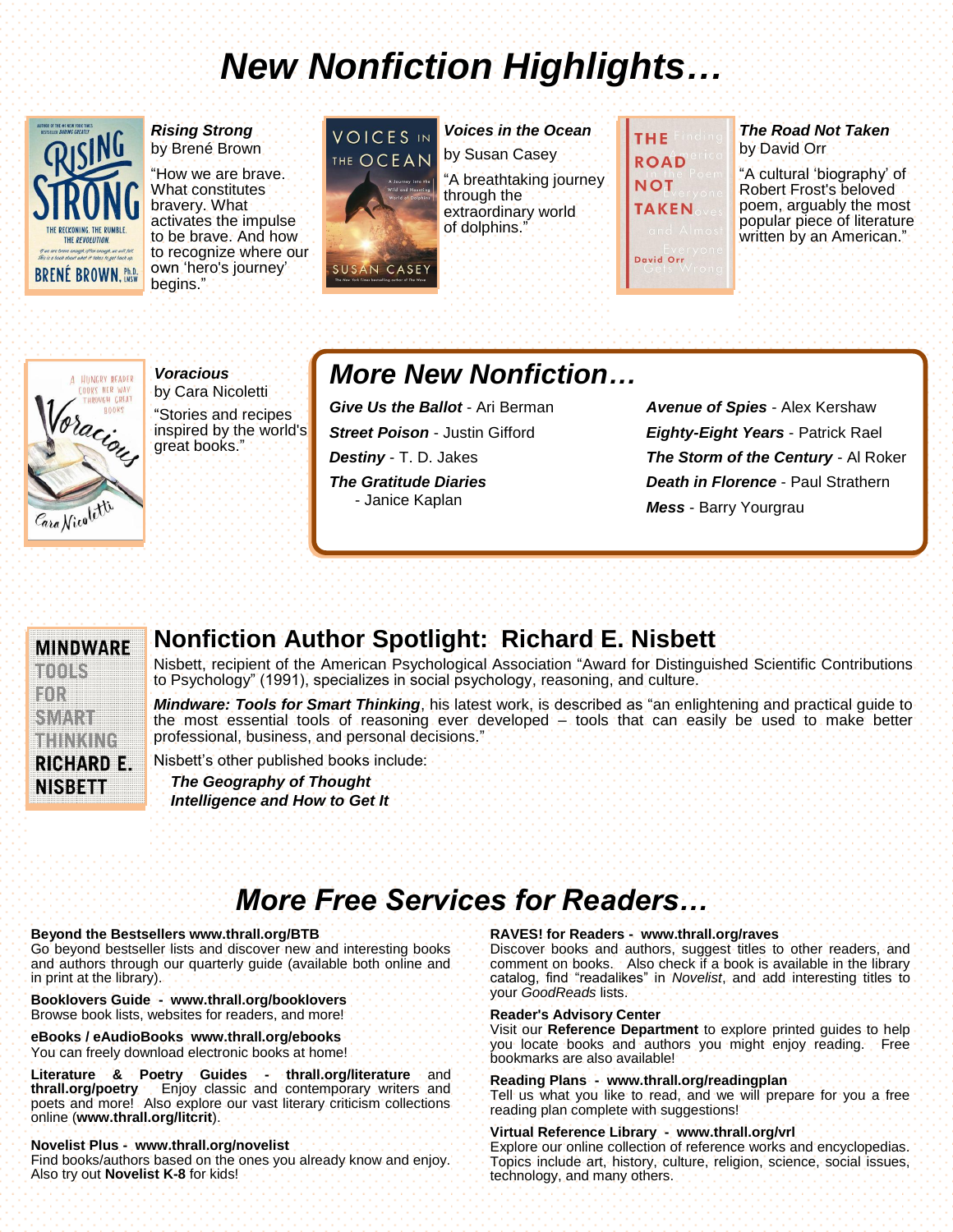# *New Nonfiction Highlights…*

***Rising Strong***
by Brené Brown

"How we are brave. What constitutes bravery. What activates the impulse to be brave. And how to recognize where our own 'hero's journey' begins."

***Voices in the Ocean***
by Susan Casey

"A breathtaking journey through the extraordinary world of dolphins."

***The Road Not Taken***
by David Orr

"A cultural 'biography' of Robert Frost's beloved poem, arguably the most popular piece of literature written by an American."

***Voracious***
by Cara Nicoletti

"Stories and recipes inspired by the world's great books."

## *More New Nonfiction…*

***Give Us the Ballot*** - Ari Berman
***Street Poison*** - Justin Gifford
***Destiny*** - T. D. Jakes
***The Gratitude Diaries*** - Janice Kaplan
***Avenue of Spies*** - Alex Kershaw
***Eighty-Eight Years*** - Patrick Rael
***The Storm of the Century*** - Al Roker
***Death in Florence*** - Paul Strathern
***Mess*** - Barry Yourgrau

## Nonfiction Author Spotlight: Richard E. Nisbett

Nisbett, recipient of the American Psychological Association "Award for Distinguished Scientific Contributions to Psychology" (1991), specializes in social psychology, reasoning, and culture.

***Mindware: Tools for Smart Thinking***, his latest work, is described as "an enlightening and practical guide to the most essential tools of reasoning ever developed – tools that can easily be used to make better professional, business, and personal decisions."

Nisbett's other published books include:

***The Geography of Thought***
***Intelligence and How to Get It***

# *More Free Services for Readers…*

**Beyond the Bestsellers www.thrall.org/BTB**
Go beyond bestseller lists and discover new and interesting books and authors through our quarterly guide (available both online and in print at the library).

**Booklovers Guide - www.thrall.org/booklovers**
Browse book lists, websites for readers, and more!

**eBooks / eAudioBooks www.thrall.org/ebooks**
You can freely download electronic books at home!

**Literature & Poetry Guides - thrall.org/literature** and **thrall.org/poetry** Enjoy classic and contemporary writers and poets and more! Also explore our vast literary criticism collections online (**www.thrall.org/litcrit**).

**Novelist Plus - www.thrall.org/novelist**
Find books/authors based on the ones you already know and enjoy. Also try out **Novelist K-8** for kids!

**RAVES! for Readers - www.thrall.org/raves**
Discover books and authors, suggest titles to other readers, and comment on books. Also check if a book is available in the library catalog, find "readalikes" in *Novelist*, and add interesting titles to your *GoodReads* lists.

**Reader's Advisory Center**
Visit our **Reference Department** to explore printed guides to help you locate books and authors you might enjoy reading. Free bookmarks are also available!

**Reading Plans - www.thrall.org/readingplan**
Tell us what you like to read, and we will prepare for you a free reading plan complete with suggestions!

**Virtual Reference Library - www.thrall.org/vrl**
Explore our online collection of reference works and encyclopedias. Topics include art, history, culture, religion, science, social issues, technology, and many others.